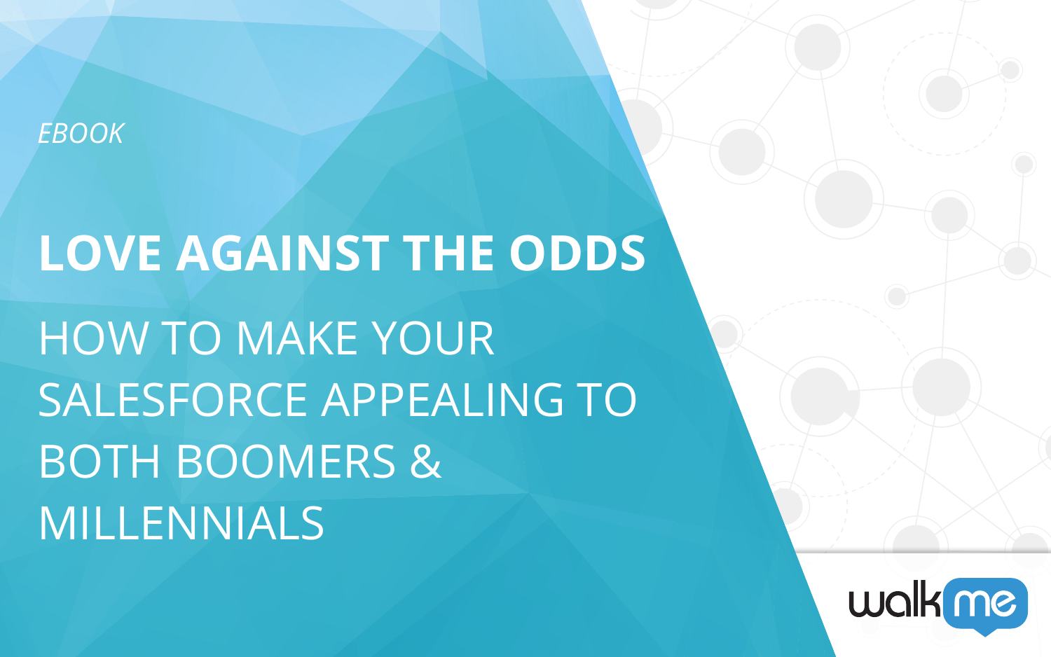*EBOOK*

# LOVE AGAINST THE ODDS

## HOW TO MAKE YOUR SALESFORCE APPEALING TO BOTH BOOMERS & MILLENNIALS

walkme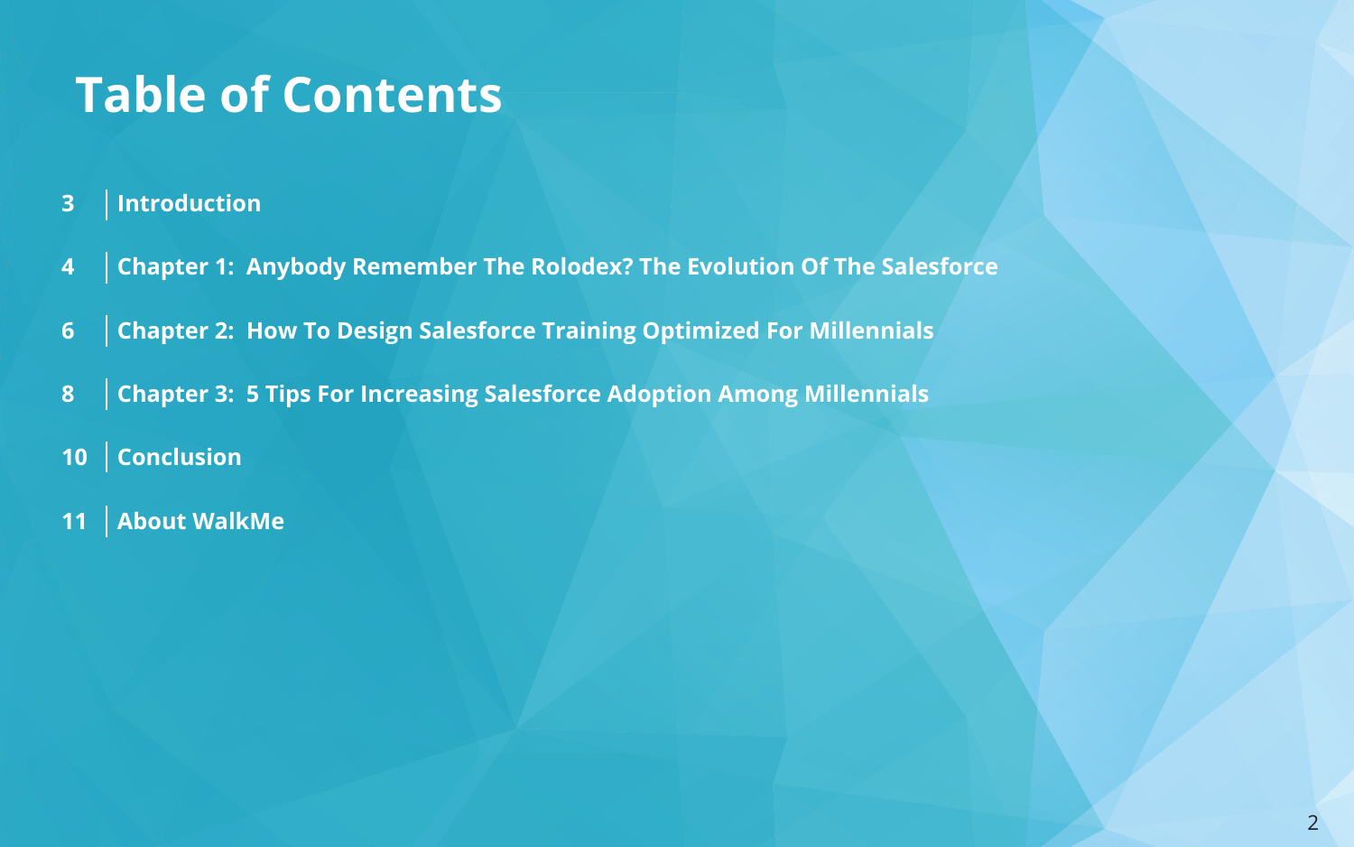# Table of Contents

| | |
|---|---|
| 3 | **Introduction** |
| 4 | **Chapter 1: Anybody Remember The Rolodex? The Evolution Of The Salesforce** |
| 6 | **Chapter 2: How To Design Salesforce Training Optimized For Millennials** |
| 8 | **Chapter 3: 5 Tips For Increasing Salesforce Adoption Among Millennials** |
| 10 | **Conclusion** |
| 11 | **About WalkMe** |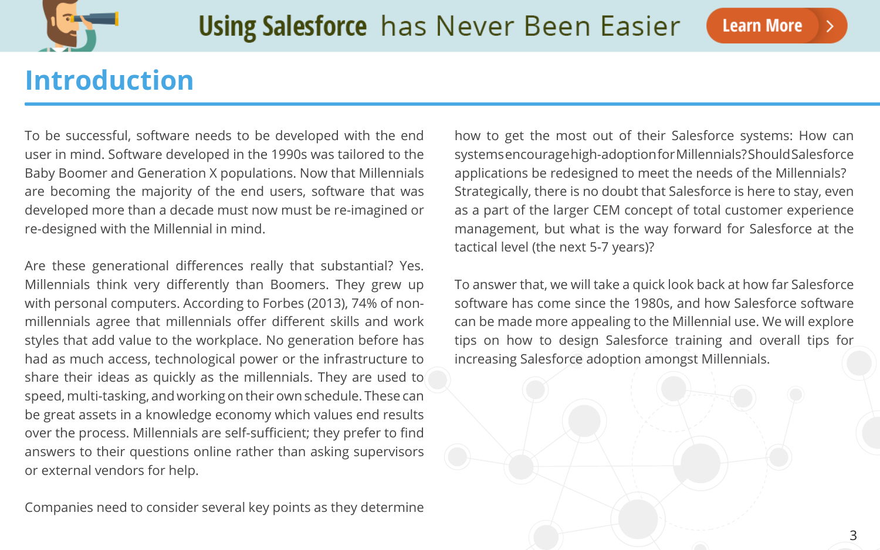# Introduction

To be successful, software needs to be developed with the end user in mind. Software developed in the 1990s was tailored to the Baby Boomer and Generation X populations. Now that Millennials are becoming the majority of the end users, software that was developed more than a decade must now must be re-imagined or re-designed with the Millennial in mind.

Are these generational differences really that substantial? Yes. Millennials think very differently than Boomers. They grew up with personal computers. According to Forbes (2013), 74% of non-millennials agree that millennials offer different skills and work styles that add value to the workplace. No generation before has had as much access, technological power or the infrastructure to share their ideas as quickly as the millennials. They are used to speed, multi-tasking, and working on their own schedule. These can be great assets in a knowledge economy which values end results over the process. Millennials are self-sufficient; they prefer to find answers to their questions online rather than asking supervisors or external vendors for help.

Companies need to consider several key points as they determine how to get the most out of their Salesforce systems: How can systems encourage high-adoption for Millennials? Should Salesforce applications be redesigned to meet the needs of the Millennials? Strategically, there is no doubt that Salesforce is here to stay, even as a part of the larger CEM concept of total customer experience management, but what is the way forward for Salesforce at the tactical level (the next 5-7 years)?

To answer that, we will take a quick look back at how far Salesforce software has come since the 1980s, and how Salesforce software can be made more appealing to the Millennial use. We will explore tips on how to design Salesforce training and overall tips for increasing Salesforce adoption amongst Millennials.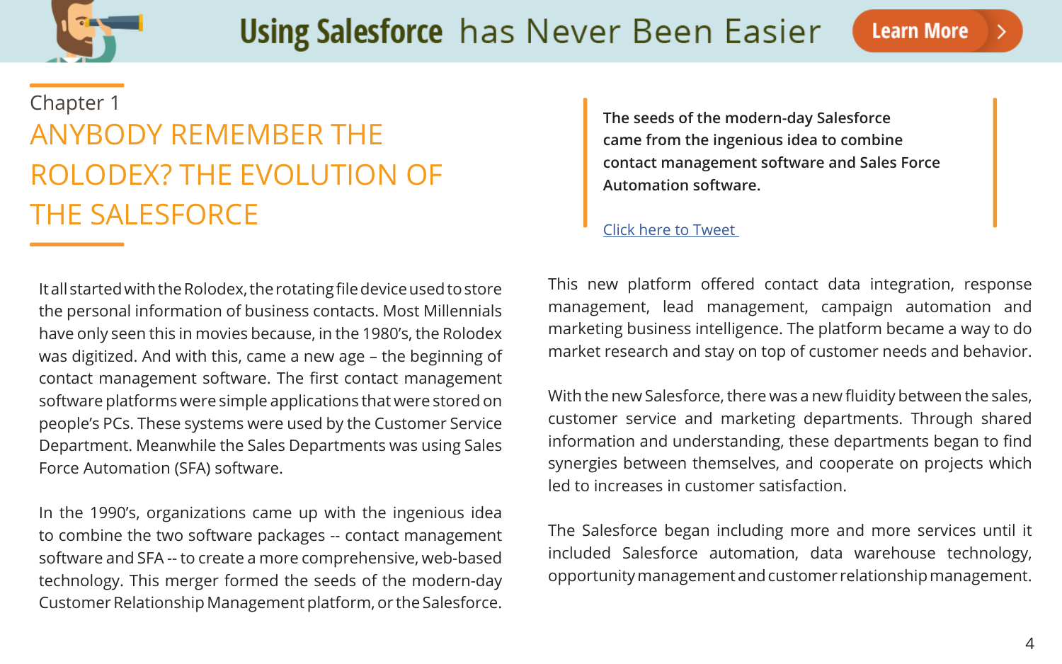Chapter 1

# ANYBODY REMEMBER THE ROLODEX? THE EVOLUTION OF THE SALESFORCE

It all started with the Rolodex, the rotating file device used to store the personal information of business contacts. Most Millennials have only seen this in movies because, in the 1980's, the Rolodex was digitized. And with this, came a new age – the beginning of contact management software. The first contact management software platforms were simple applications that were stored on people's PCs. These systems were used by the Customer Service Department. Meanwhile the Sales Departments was using Sales Force Automation (SFA) software.

In the 1990's, organizations came up with the ingenious idea to combine the two software packages -- contact management software and SFA -- to create a more comprehensive, web-based technology. This merger formed the seeds of the modern-day Customer Relationship Management platform, or the Salesforce.

> **The seeds of the modern-day Salesforce came from the ingenious idea to combine contact management software and Sales Force Automation software.**
>
> Click here to Tweet

This new platform offered contact data integration, response management, lead management, campaign automation and marketing business intelligence. The platform became a way to do market research and stay on top of customer needs and behavior.

With the new Salesforce, there was a new fluidity between the sales, customer service and marketing departments. Through shared information and understanding, these departments began to find synergies between themselves, and cooperate on projects which led to increases in customer satisfaction.

The Salesforce began including more and more services until it included Salesforce automation, data warehouse technology, opportunity management and customer relationship management.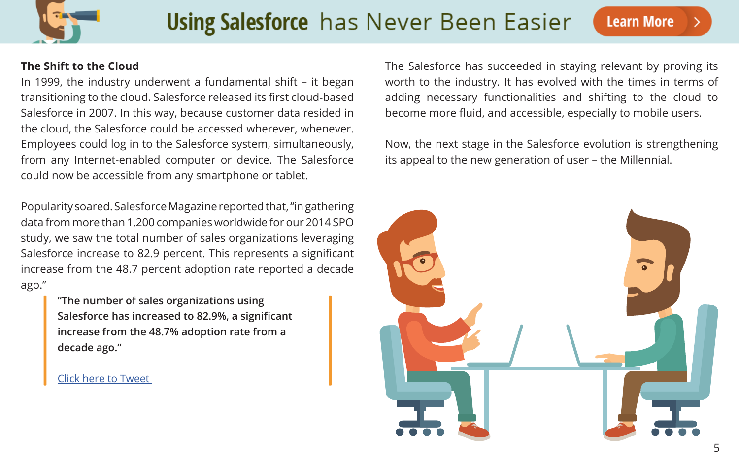Using Salesforce has Never Been Easier Learn More >

### The Shift to the Cloud

In 1999, the industry underwent a fundamental shift – it began transitioning to the cloud. Salesforce released its first cloud-based Salesforce in 2007. In this way, because customer data resided in the cloud, the Salesforce could be accessed wherever, whenever. Employees could log in to the Salesforce system, simultaneously, from any Internet-enabled computer or device. The Salesforce could now be accessible from any smartphone or tablet.

Popularity soared. Salesforce Magazine reported that, "in gathering data from more than 1,200 companies worldwide for our 2014 SPO study, we saw the total number of sales organizations leveraging Salesforce increase to 82.9 percent. This represents a significant increase from the 48.7 percent adoption rate reported a decade ago."

> **"The number of sales organizations using Salesforce has increased to 82.9%, a significant increase from the 48.7% adoption rate from a decade ago."**
>
> Click here to Tweet

The Salesforce has succeeded in staying relevant by proving its worth to the industry. It has evolved with the times in terms of adding necessary functionalities and shifting to the cloud to become more fluid, and accessible, especially to mobile users.

Now, the next stage in the Salesforce evolution is strengthening its appeal to the new generation of user – the Millennial.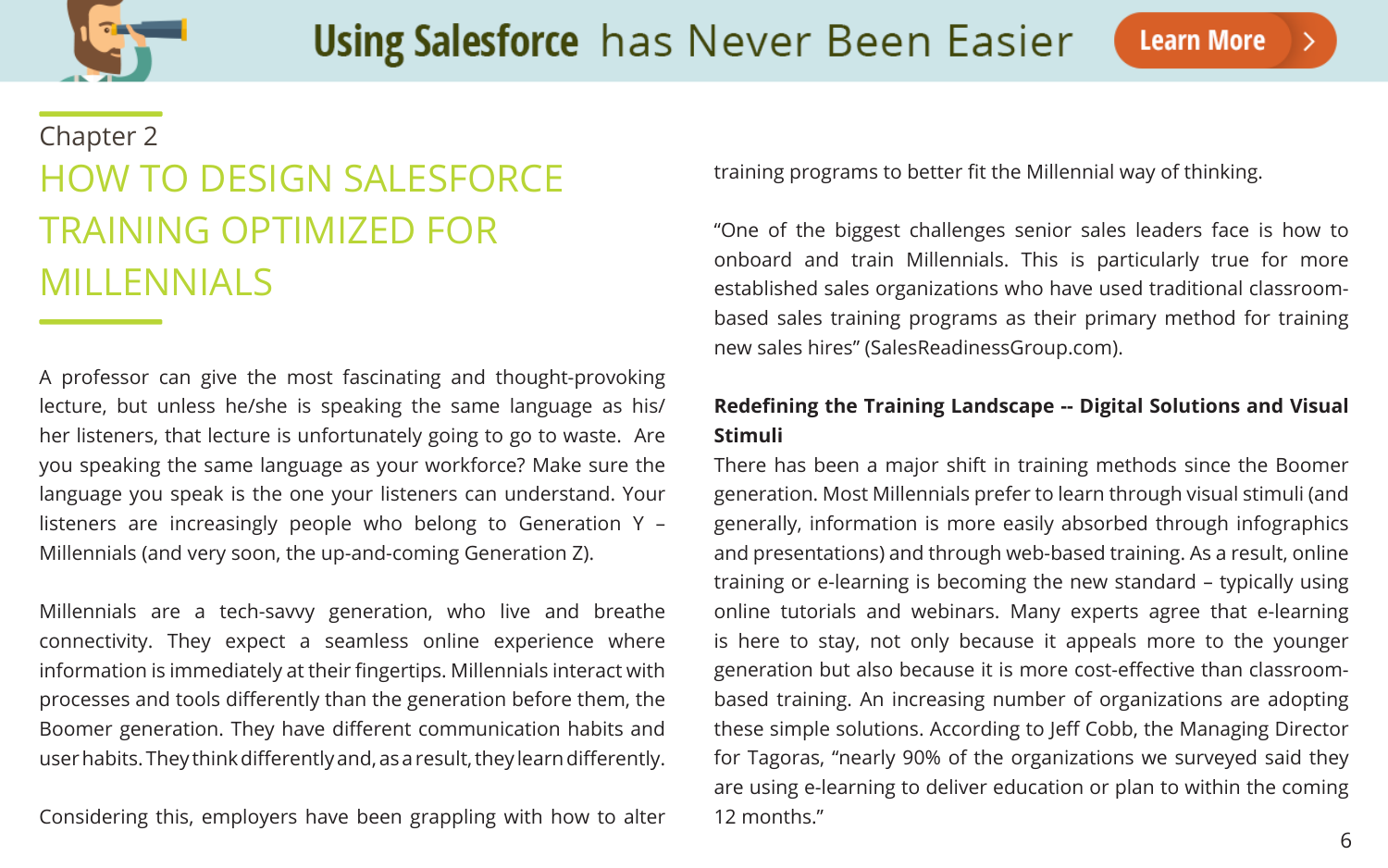Using Salesforce has Never Been Easier — Learn More >

Chapter 2

# HOW TO DESIGN SALESFORCE TRAINING OPTIMIZED FOR MILLENNIALS

A professor can give the most fascinating and thought-provoking lecture, but unless he/she is speaking the same language as his/her listeners, that lecture is unfortunately going to go to waste. Are you speaking the same language as your workforce? Make sure the language you speak is the one your listeners can understand. Your listeners are increasingly people who belong to Generation Y – Millennials (and very soon, the up-and-coming Generation Z).

Millennials are a tech-savvy generation, who live and breathe connectivity. They expect a seamless online experience where information is immediately at their fingertips. Millennials interact with processes and tools differently than the generation before them, the Boomer generation. They have different communication habits and user habits. They think differently and, as a result, they learn differently.

Considering this, employers have been grappling with how to alter training programs to better fit the Millennial way of thinking.

"One of the biggest challenges senior sales leaders face is how to onboard and train Millennials. This is particularly true for more established sales organizations who have used traditional classroom-based sales training programs as their primary method for training new sales hires" (SalesReadinessGroup.com).

**Redefining the Training Landscape -- Digital Solutions and Visual Stimuli**

There has been a major shift in training methods since the Boomer generation. Most Millennials prefer to learn through visual stimuli (and generally, information is more easily absorbed through infographics and presentations) and through web-based training. As a result, online training or e-learning is becoming the new standard – typically using online tutorials and webinars. Many experts agree that e-learning is here to stay, not only because it appeals more to the younger generation but also because it is more cost-effective than classroom-based training. An increasing number of organizations are adopting these simple solutions. According to Jeff Cobb, the Managing Director for Tagoras, "nearly 90% of the organizations we surveyed said they are using e-learning to deliver education or plan to within the coming 12 months."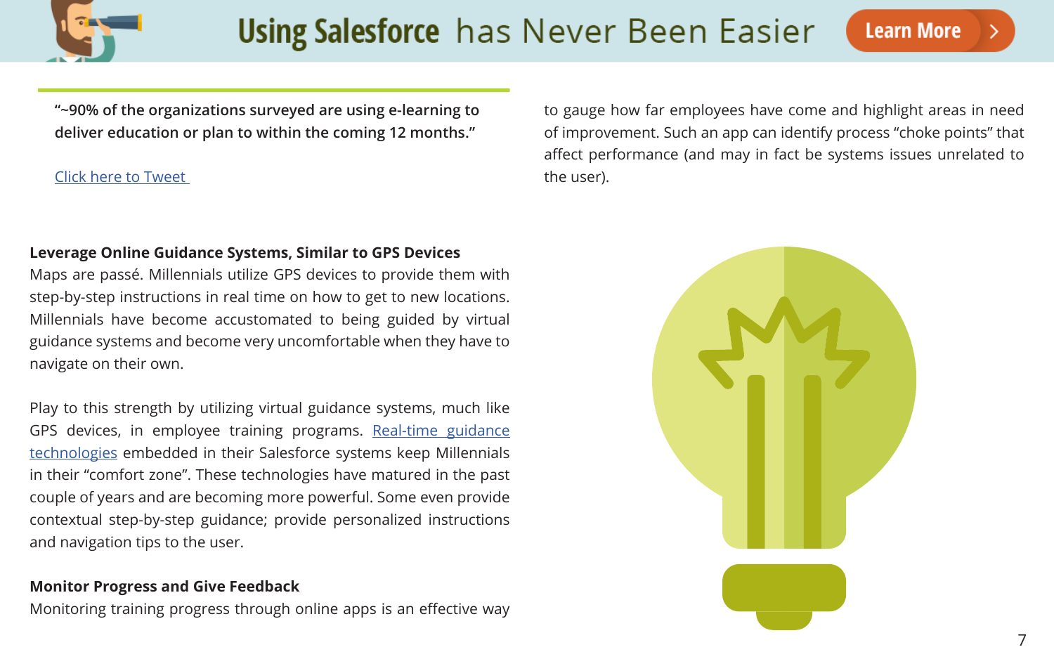"~90% of the organizations surveyed are using e-learning to deliver education or plan to within the coming 12 months."

Click here to Tweet

**Leverage Online Guidance Systems, Similar to GPS Devices**

Maps are passé. Millennials utilize GPS devices to provide them with step-by-step instructions in real time on how to get to new locations. Millennials have become accustomated to being guided by virtual guidance systems and become very uncomfortable when they have to navigate on their own.

Play to this strength by utilizing virtual guidance systems, much like GPS devices, in employee training programs. Real-time guidance technologies embedded in their Salesforce systems keep Millennials in their "comfort zone". These technologies have matured in the past couple of years and are becoming more powerful. Some even provide contextual step-by-step guidance; provide personalized instructions and navigation tips to the user.

**Monitor Progress and Give Feedback**

Monitoring training progress through online apps is an effective way to gauge how far employees have come and highlight areas in need of improvement. Such an app can identify process "choke points" that affect performance (and may in fact be systems issues unrelated to the user).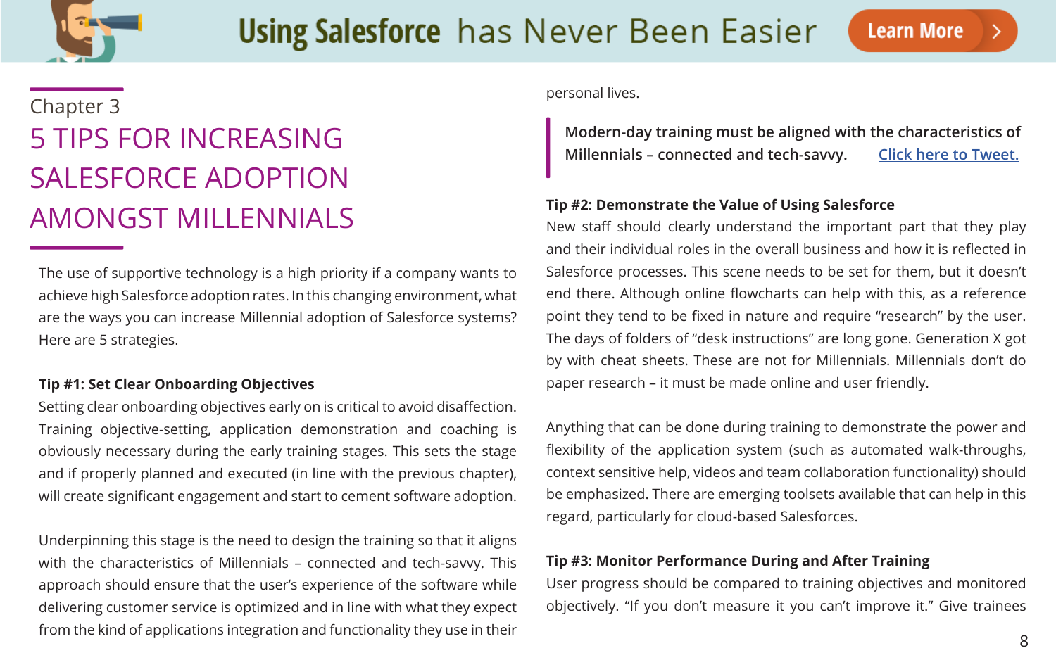Chapter 3

# 5 TIPS FOR INCREASING SALESFORCE ADOPTION AMONGST MILLENNIALS

The use of supportive technology is a high priority if a company wants to achieve high Salesforce adoption rates. In this changing environment, what are the ways you can increase Millennial adoption of Salesforce systems? Here are 5 strategies.

**Tip #1: Set Clear Onboarding Objectives**

Setting clear onboarding objectives early on is critical to avoid disaffection. Training objective-setting, application demonstration and coaching is obviously necessary during the early training stages. This sets the stage and if properly planned and executed (in line with the previous chapter), will create significant engagement and start to cement software adoption.

Underpinning this stage is the need to design the training so that it aligns with the characteristics of Millennials – connected and tech-savvy. This approach should ensure that the user's experience of the software while delivering customer service is optimized and in line with what they expect from the kind of applications integration and functionality they use in their personal lives.

> **Modern-day training must be aligned with the characteristics of Millennials – connected and tech-savvy.** Click here to Tweet.

**Tip #2: Demonstrate the Value of Using Salesforce**

New staff should clearly understand the important part that they play and their individual roles in the overall business and how it is reflected in Salesforce processes. This scene needs to be set for them, but it doesn't end there. Although online flowcharts can help with this, as a reference point they tend to be fixed in nature and require "research" by the user. The days of folders of "desk instructions" are long gone. Generation X got by with cheat sheets. These are not for Millennials. Millennials don't do paper research – it must be made online and user friendly.

Anything that can be done during training to demonstrate the power and flexibility of the application system (such as automated walk-throughs, context sensitive help, videos and team collaboration functionality) should be emphasized. There are emerging toolsets available that can help in this regard, particularly for cloud-based Salesforces.

**Tip #3: Monitor Performance During and After Training**

User progress should be compared to training objectives and monitored objectively. "If you don't measure it you can't improve it." Give trainees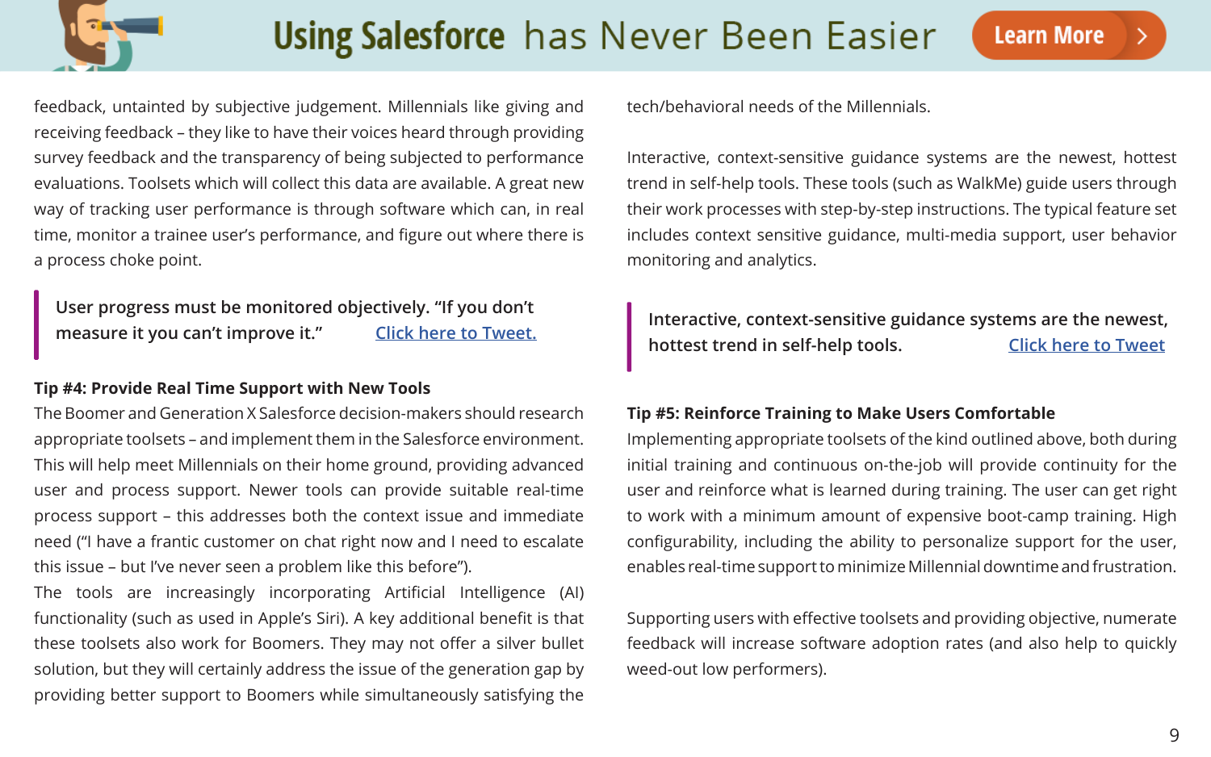feedback, untainted by subjective judgement. Millennials like giving and receiving feedback – they like to have their voices heard through providing survey feedback and the transparency of being subjected to performance evaluations. Toolsets which will collect this data are available. A great new way of tracking user performance is through software which can, in real time, monitor a trainee user's performance, and figure out where there is a process choke point.

> **User progress must be monitored objectively. "If you don't measure it you can't improve it."** Click here to Tweet.

**Tip #4: Provide Real Time Support with New Tools**

The Boomer and Generation X Salesforce decision-makers should research appropriate toolsets – and implement them in the Salesforce environment. This will help meet Millennials on their home ground, providing advanced user and process support. Newer tools can provide suitable real-time process support – this addresses both the context issue and immediate need ("I have a frantic customer on chat right now and I need to escalate this issue – but I've never seen a problem like this before").

The tools are increasingly incorporating Artificial Intelligence (AI) functionality (such as used in Apple's Siri). A key additional benefit is that these toolsets also work for Boomers. They may not offer a silver bullet solution, but they will certainly address the issue of the generation gap by providing better support to Boomers while simultaneously satisfying the tech/behavioral needs of the Millennials.

Interactive, context-sensitive guidance systems are the newest, hottest trend in self-help tools. These tools (such as WalkMe) guide users through their work processes with step-by-step instructions. The typical feature set includes context sensitive guidance, multi-media support, user behavior monitoring and analytics.

> **Interactive, context-sensitive guidance systems are the newest, hottest trend in self-help tools.** Click here to Tweet

**Tip #5: Reinforce Training to Make Users Comfortable**

Implementing appropriate toolsets of the kind outlined above, both during initial training and continuous on-the-job will provide continuity for the user and reinforce what is learned during training. The user can get right to work with a minimum amount of expensive boot-camp training. High configurability, including the ability to personalize support for the user, enables real-time support to minimize Millennial downtime and frustration.

Supporting users with effective toolsets and providing objective, numerate feedback will increase software adoption rates (and also help to quickly weed-out low performers).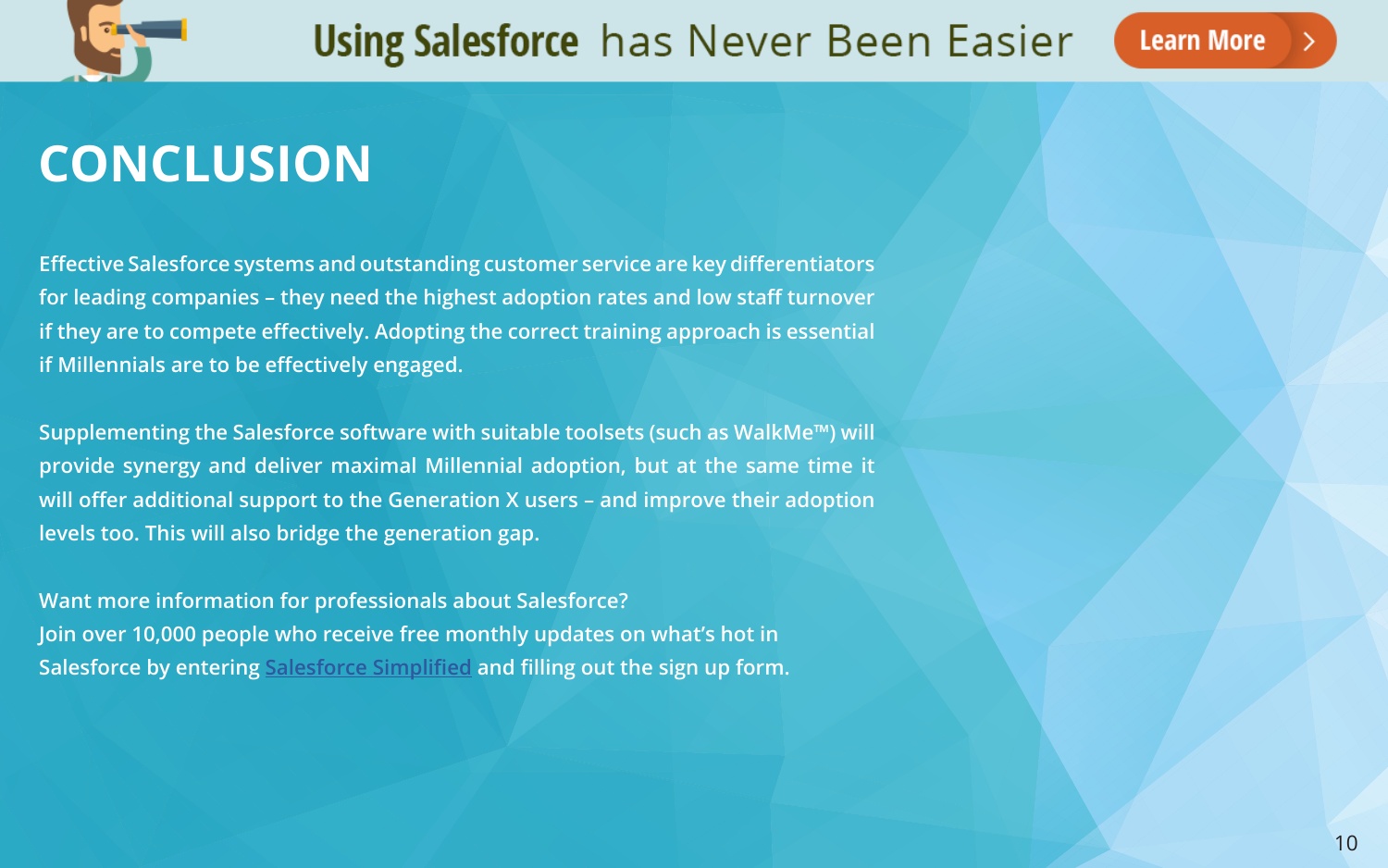# CONCLUSION

Effective Salesforce systems and outstanding customer service are key differentiators for leading companies – they need the highest adoption rates and low staff turnover if they are to compete effectively. Adopting the correct training approach is essential if Millennials are to be effectively engaged.

Supplementing the Salesforce software with suitable toolsets (such as WalkMe™) will provide synergy and deliver maximal Millennial adoption, but at the same time it will offer additional support to the Generation X users – and improve their adoption levels too. This will also bridge the generation gap.

Want more information for professionals about Salesforce?
Join over 10,000 people who receive free monthly updates on what's hot in Salesforce by entering Salesforce Simplified and filling out the sign up form.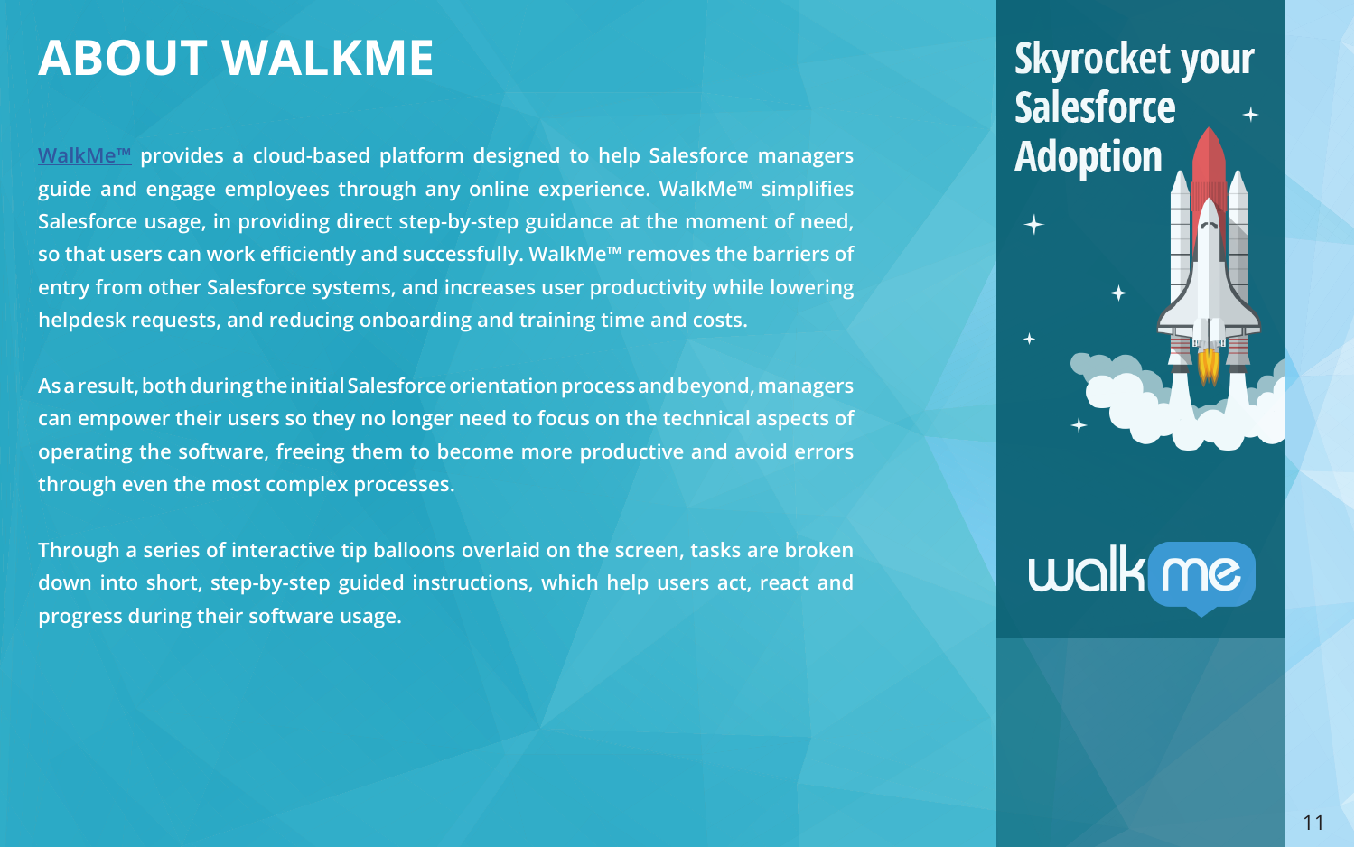# ABOUT WALKME

WalkMe™ provides a cloud-based platform designed to help Salesforce managers guide and engage employees through any online experience. WalkMe™ simplifies Salesforce usage, in providing direct step-by-step guidance at the moment of need, so that users can work efficiently and successfully. WalkMe™ removes the barriers of entry from other Salesforce systems, and increases user productivity while lowering helpdesk requests, and reducing onboarding and training time and costs.

As a result, both during the initial Salesforce orientation process and beyond, managers can empower their users so they no longer need to focus on the technical aspects of operating the software, freeing them to become more productive and avoid errors through even the most complex processes.

Through a series of interactive tip balloons overlaid on the screen, tasks are broken down into short, step-by-step guided instructions, which help users act, react and progress during their software usage.

Skyrocket your Salesforce Adoption

walkme